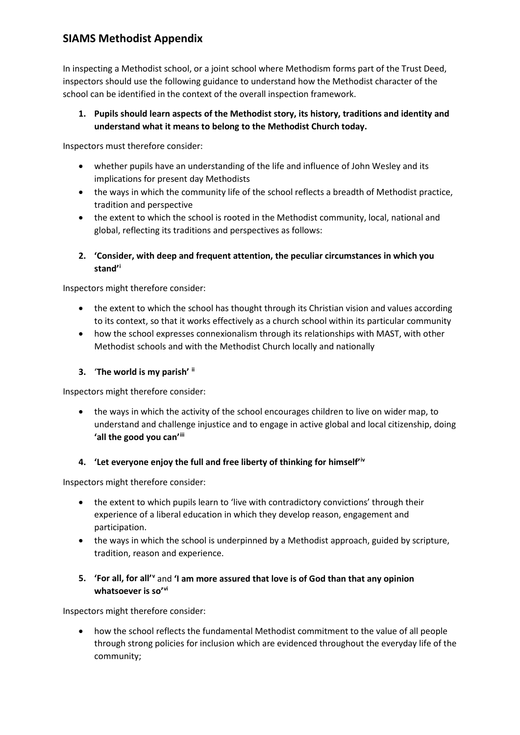# SIAMS Methodist Appendix

In inspecting a Methodist school, or a joint school where Methodism forms part of the Trust Deed, inspectors should use the following guidance to understand how the Methodist character of the school can be identified in the context of the overall inspection framework.

1. **Pupils should learn aspects of the Methodist story, its history, traditions and identity and understand what it means to belong to the Methodist Church today.**

Inspectors must therefore consider:

- whether pupils have an understanding of the life and influence of John Wesley and its implications for present day Methodists
- the ways in which the community life of the school reflects a breadth of Methodist practice, tradition and perspective
- the extent to which the school is rooted in the Methodist community, local, national and global, reflecting its traditions and perspectives as follows:

2. **'Consider, with deep and frequent attention, the peculiar circumstances in which you stand'**[i]

Inspectors might therefore consider:

- the extent to which the school has thought through its Christian vision and values according to its context, so that it works effectively as a church school within its particular community
- how the school expresses connexionalism through its relationships with MAST, with other Methodist schools and with the Methodist Church locally and nationally

3. '**The world is my parish'** [ii]

Inspectors might therefore consider:

- the ways in which the activity of the school encourages children to live on wider map, to understand and challenge injustice and to engage in active global and local citizenship, doing **'all the good you can'**[iii]

4. **'Let everyone enjoy the full and free liberty of thinking for himself'**[iv]

Inspectors might therefore consider:

- the extent to which pupils learn to 'live with contradictory convictions' through their experience of a liberal education in which they develop reason, engagement and participation.
- the ways in which the school is underpinned by a Methodist approach, guided by scripture, tradition, reason and experience.

5. **'For all, for all'**[v] and **'I am more assured that love is of God than that any opinion whatsoever is so'**[vi]

Inspectors might therefore consider:

- how the school reflects the fundamental Methodist commitment to the value of all people through strong policies for inclusion which are evidenced throughout the everyday life of the community;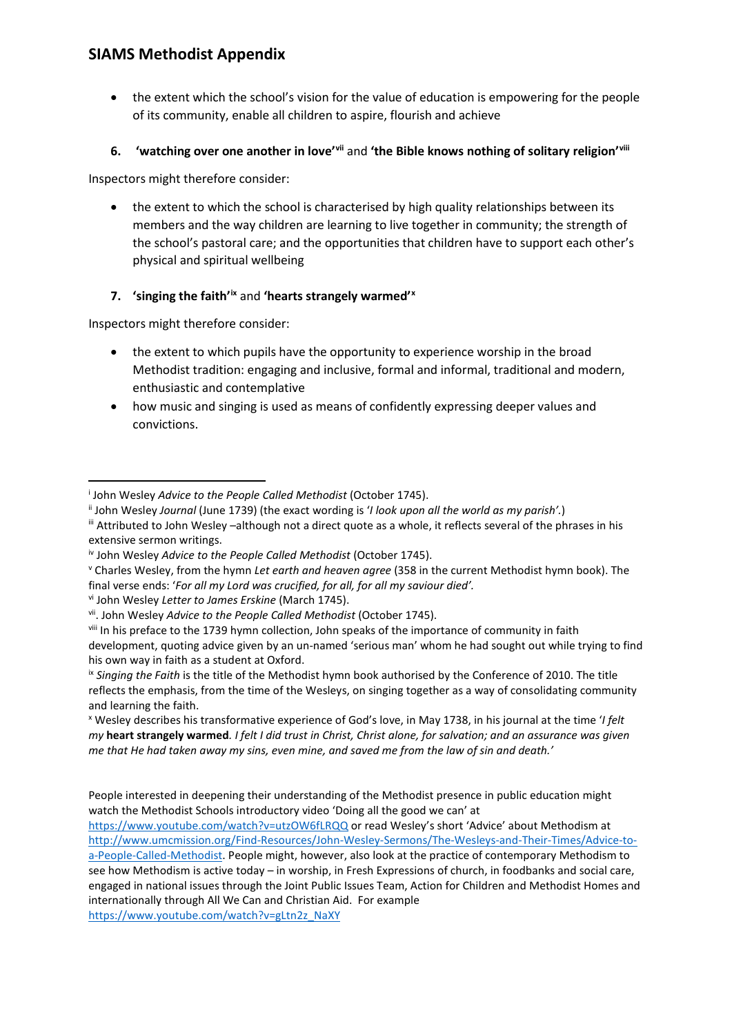- the extent which the school's vision for the value of education is empowering for the people of its community, enable all children to aspire, flourish and achieve

**6. 'watching over one another in love'[vii] and 'the Bible knows nothing of solitary religion'[viii]**

Inspectors might therefore consider:

- the extent to which the school is characterised by high quality relationships between its members and the way children are learning to live together in community; the strength of the school's pastoral care; and the opportunities that children have to support each other's physical and spiritual wellbeing

**7. 'singing the faith'[ix] and 'hearts strangely warmed'[x]**

Inspectors might therefore consider:

- the extent to which pupils have the opportunity to experience worship in the broad Methodist tradition: engaging and inclusive, formal and informal, traditional and modern, enthusiastic and contemplative
- how music and singing is used as means of confidently expressing deeper values and convictions.

---

[i] John Wesley *Advice to the People Called Methodist* (October 1745).

[ii] John Wesley *Journal* (June 1739) (the exact wording is '*I look upon all the world as my parish'*.)

[iii] Attributed to John Wesley –although not a direct quote as a whole, it reflects several of the phrases in his extensive sermon writings.

[iv] John Wesley *Advice to the People Called Methodist* (October 1745).

[v] Charles Wesley, from the hymn *Let earth and heaven agree* (358 in the current Methodist hymn book). The final verse ends: '*For all my Lord was crucified, for all, for all my saviour died'*.

[vi] John Wesley *Letter to James Erskine* (March 1745).

[vii]. John Wesley *Advice to the People Called Methodist* (October 1745).

[viii] In his preface to the 1739 hymn collection, John speaks of the importance of community in faith development, quoting advice given by an un-named 'serious man' whom he had sought out while trying to find his own way in faith as a student at Oxford.

[ix] *Singing the Faith* is the title of the Methodist hymn book authorised by the Conference of 2010. The title reflects the emphasis, from the time of the Wesleys, on singing together as a way of consolidating community and learning the faith.

[x] Wesley describes his transformative experience of God's love, in May 1738, in his journal at the time '*I felt my* **heart strangely warmed**. *I felt I did trust in Christ, Christ alone, for salvation; and an assurance was given me that He had taken away my sins, even mine, and saved me from the law of sin and death.'*

People interested in deepening their understanding of the Methodist presence in public education might watch the Methodist Schools introductory video 'Doing all the good we can' at https://www.youtube.com/watch?v=utzOW6fLRQQ or read Wesley's short 'Advice' about Methodism at http://www.umcmission.org/Find-Resources/John-Wesley-Sermons/The-Wesleys-and-Their-Times/Advice-to-a-People-Called-Methodist. People might, however, also look at the practice of contemporary Methodism to see how Methodism is active today – in worship, in Fresh Expressions of church, in foodbanks and social care, engaged in national issues through the Joint Public Issues Team, Action for Children and Methodist Homes and internationally through All We Can and Christian Aid. For example https://www.youtube.com/watch?v=gLtn2z_NaXY